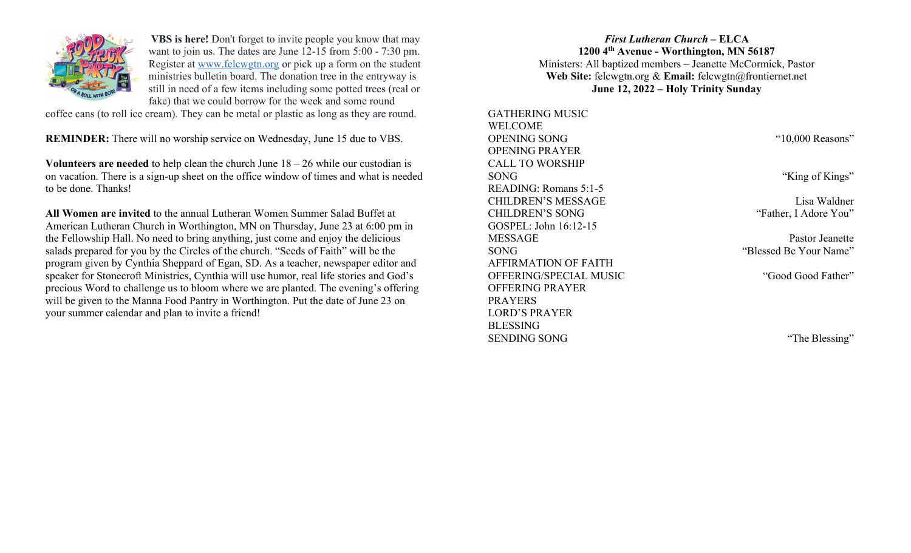**VBS is here!** Don't forget to invite people you know that may want to join us. The dates are June 12-15 from 5:00 - 7:30 pm. Register at www.felcwgtn.org or pick up a form on the student ministries bulletin board. The donation tree in the entryway is still in need of a few items including some potted trees (real or fake) that we could borrow for the week and some round coffee cans (to roll ice cream). They can be metal or plastic as long as they are round.

**REMINDER:** There will no worship service on Wednesday, June 15 due to VBS.

**Volunteers are needed** to help clean the church June 18 – 26 while our custodian is on vacation. There is a sign-up sheet on the office window of times and what is needed to be done. Thanks!

**All Women are invited** to the annual Lutheran Women Summer Salad Buffet at American Lutheran Church in Worthington, MN on Thursday, June 23 at 6:00 pm in the Fellowship Hall. No need to bring anything, just come and enjoy the delicious salads prepared for you by the Circles of the church. "Seeds of Faith" will be the program given by Cynthia Sheppard of Egan, SD. As a teacher, newspaper editor and speaker for Stonecroft Ministries, Cynthia will use humor, real life stories and God's precious Word to challenge us to bloom where we are planted. The evening's offering will be given to the Manna Food Pantry in Worthington. Put the date of June 23 on your summer calendar and plan to invite a friend!

***First Lutheran Church* – ELCA**
**1200 4th Avenue - Worthington, MN 56187**
Ministers: All baptized members – Jeanette McCormick, Pastor
**Web Site:** felcwgtn.org & **Email:** felcwgtn@frontiernet.net
**June 12, 2022 – Holy Trinity Sunday**

GATHERING MUSIC
WELCOME
OPENING SONG — "10,000 Reasons"
OPENING PRAYER
CALL TO WORSHIP
SONG — "King of Kings"
READING: Romans 5:1-5
CHILDREN'S MESSAGE — Lisa Waldner
CHILDREN'S SONG — "Father, I Adore You"
GOSPEL: John 16:12-15
MESSAGE — Pastor Jeanette
SONG — "Blessed Be Your Name"
AFFIRMATION OF FAITH
OFFERING/SPECIAL MUSIC — "Good Good Father"
OFFERING PRAYER
PRAYERS
LORD'S PRAYER
BLESSING
SENDING SONG — "The Blessing"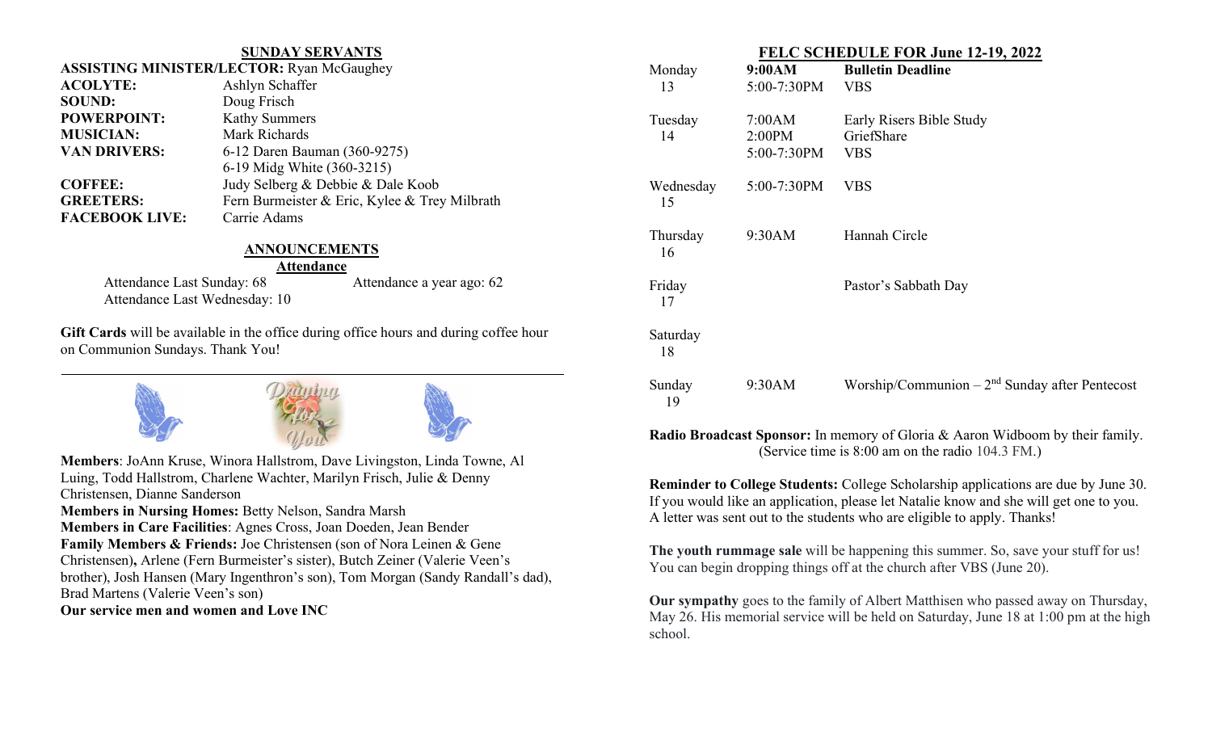## SUNDAY SERVANTS

**ASSISTING MINISTER/LECTOR:** Ryan McGaughey

| | |
|---|---|
| **ACOLYTE:** | Ashlyn Schaffer |
| **SOUND:** | Doug Frisch |
| **POWERPOINT:** | Kathy Summers |
| **MUSICIAN:** | Mark Richards |
| **VAN DRIVERS:** | 6-12 Daren Bauman (360-9275)<br>6-19 Midg White (360-3215) |
| **COFFEE:** | Judy Selberg & Debbie & Dale Koob |
| **GREETERS:** | Fern Burmeister & Eric, Kylee & Trey Milbrath |
| **FACEBOOK LIVE:** | Carrie Adams |

## ANNOUNCEMENTS

### Attendance

Attendance Last Sunday: 68 Attendance a year ago: 62
Attendance Last Wednesday: 10

**Gift Cards** will be available in the office during office hours and during coffee hour on Communion Sundays. Thank You!

---

Praying for You

**Members**: JoAnn Kruse, Winora Hallstrom, Dave Livingston, Linda Towne, Al Luing, Todd Hallstrom, Charlene Wachter, Marilyn Frisch, Julie & Denny Christensen, Dianne Sanderson
**Members in Nursing Homes:** Betty Nelson, Sandra Marsh
**Members in Care Facilities**: Agnes Cross, Joan Doeden, Jean Bender
**Family Members & Friends:** Joe Christensen (son of Nora Leinen & Gene Christensen), Arlene (Fern Burmeister's sister), Butch Zeiner (Valerie Veen's brother), Josh Hansen (Mary Ingenthron's son), Tom Morgan (Sandy Randall's dad), Brad Martens (Valerie Veen's son)
**Our service men and women and Love INC**

## FELC SCHEDULE FOR June 12-19, 2022

| | | |
|---|---|---|
| Monday 13 | **9:00AM**<br>5:00-7:30PM | **Bulletin Deadline**<br>VBS |
| Tuesday 14 | 7:00AM<br>2:00PM<br>5:00-7:30PM | Early Risers Bible Study<br>GriefShare<br>VBS |
| Wednesday 15 | 5:00-7:30PM | VBS |
| Thursday 16 | 9:30AM | Hannah Circle |
| Friday 17 | | Pastor's Sabbath Day |
| Saturday 18 | | |
| Sunday 19 | 9:30AM | Worship/Communion – 2nd Sunday after Pentecost |

**Radio Broadcast Sponsor:** In memory of Gloria & Aaron Widboom by their family. (Service time is 8:00 am on the radio 104.3 FM.)

**Reminder to College Students:** College Scholarship applications are due by June 30. If you would like an application, please let Natalie know and she will get one to you. A letter was sent out to the students who are eligible to apply. Thanks!

**The youth rummage sale** will be happening this summer. So, save your stuff for us! You can begin dropping things off at the church after VBS (June 20).

**Our sympathy** goes to the family of Albert Matthisen who passed away on Thursday, May 26. His memorial service will be held on Saturday, June 18 at 1:00 pm at the high school.